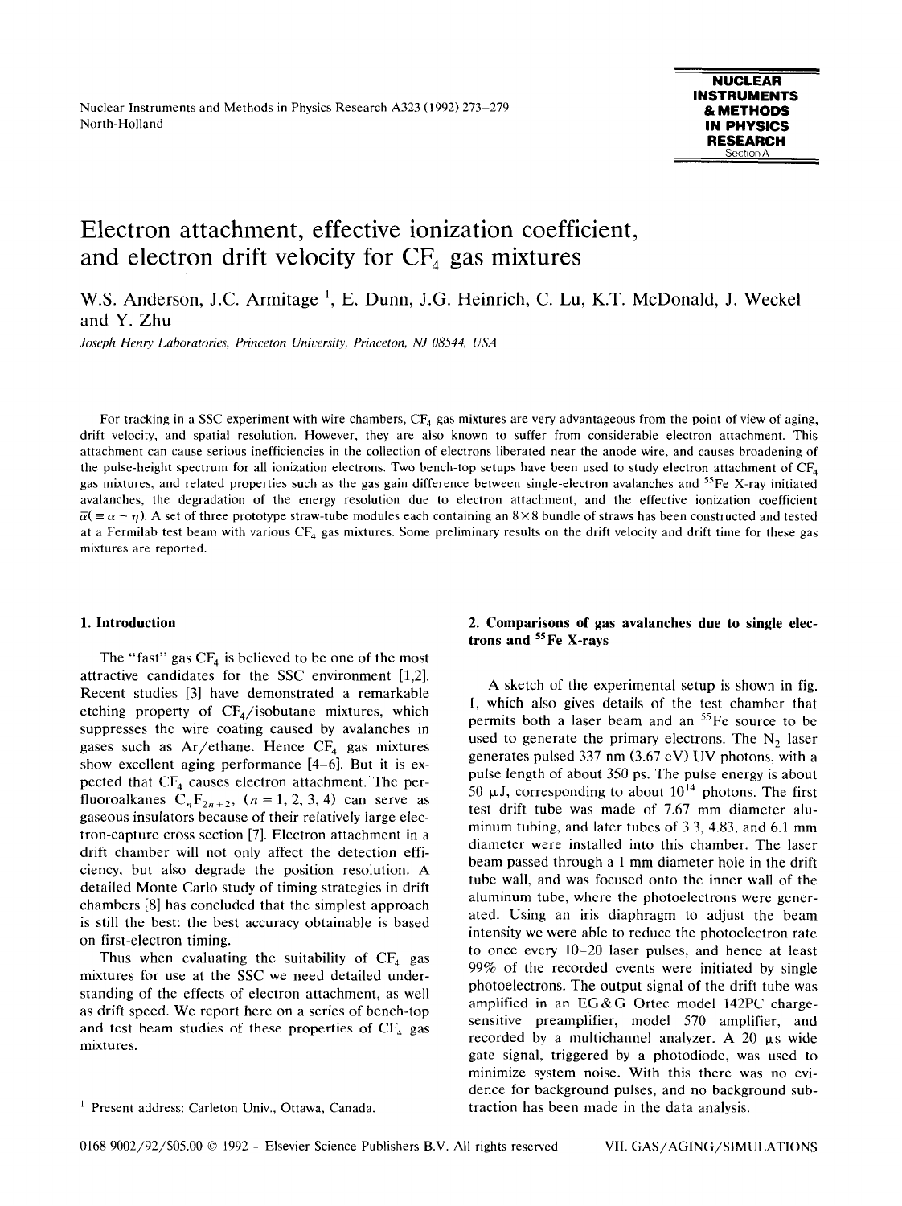# Electron attachment, effective ionization coefficient, and electron drift velocity for $CF_4$ gas mixtures

W.S. Anderson, J.C. Armitage [1], E. Dunn, J.G. Heinrich, C. Lu, K.T. McDonald, J. Weckel and Y. Zhu

*Joseph Henry Laboratories, Princeton University, Princeton, NJ 08544, USA*

For tracking in a SSC experiment with wire chambers, $CF_4$ gas mixtures are very advantageous from the point of view of aging, drift velocity, and spatial resolution. However, they are also known to suffer from considerable electron attachment. This attachment can cause serious inefficiencies in the collection of electrons liberated near the anode wire, and causes broadening of the pulse-height spectrum for all ionization electrons. Two bench-top setups have been used to study electron attachment of $CF_4$ gas mixtures, and related properties such as the gas gain difference between single-electron avalanches and $^{55}Fe$ X-ray initiated avalanches, the degradation of the energy resolution due to electron attachment, and the effective ionization coefficient $\bar{\alpha}(\equiv \alpha - \eta)$. A set of three prototype straw-tube modules each containing an 8×8 bundle of straws has been constructed and tested at a Fermilab test beam with various $CF_4$ gas mixtures. Some preliminary results on the drift velocity and drift time for these gas mixtures are reported.

## 1. Introduction

The "fast" gas $CF_4$ is believed to be one of the most attractive candidates for the SSC environment [1,2]. Recent studies [3] have demonstrated a remarkable etching property of $CF_4$/isobutane mixtures, which suppresses the wire coating caused by avalanches in gases such as Ar/ethane. Hence $CF_4$ gas mixtures show excellent aging performance [4–6]. But it is expected that $CF_4$ causes electron attachment. The perfluoroalkanes $C_nF_{2n+2}$, ($n$ = 1, 2, 3, 4) can serve as gaseous insulators because of their relatively large electron-capture cross section [7]. Electron attachment in a drift chamber will not only affect the detection efficiency, but also degrade the position resolution. A detailed Monte Carlo study of timing strategies in drift chambers [8] has concluded that the simplest approach is still the best: the best accuracy obtainable is based on first-electron timing.

Thus when evaluating the suitability of $CF_4$ gas mixtures for use at the SSC we need detailed understanding of the effects of electron attachment, as well as drift speed. We report here on a series of bench-top and test beam studies of these properties of $CF_4$ gas mixtures.

## 2. Comparisons of gas avalanches due to single electrons and $^{55}Fe$ X-rays

A sketch of the experimental setup is shown in fig. 1, which also gives details of the test chamber that permits both a laser beam and an $^{55}Fe$ source to be used to generate the primary electrons. The $N_2$ laser generates pulsed 337 nm (3.67 eV) UV photons, with a pulse length of about 350 ps. The pulse energy is about 50 μJ, corresponding to about $10^{14}$ photons. The first test drift tube was made of 7.67 mm diameter aluminum tubing, and later tubes of 3.3, 4.83, and 6.1 mm diameter were installed into this chamber. The laser beam passed through a 1 mm diameter hole in the drift tube wall, and was focused onto the inner wall of the aluminum tube, where the photoelectrons were generated. Using an iris diaphragm to adjust the beam intensity we were able to reduce the photoelectron rate to once every 10–20 laser pulses, and hence at least 99% of the recorded events were initiated by single photoelectrons. The output signal of the drift tube was amplified in an EG&G Ortec model 142PC charge-sensitive preamplifier, model 570 amplifier, and recorded by a multichannel analyzer. A 20 μs wide gate signal, triggered by a photodiode, was used to minimize system noise. With this there was no evidence for background pulses, and no background subtraction has been made in the data analysis.

[1] Present address: Carleton Univ., Ottawa, Canada.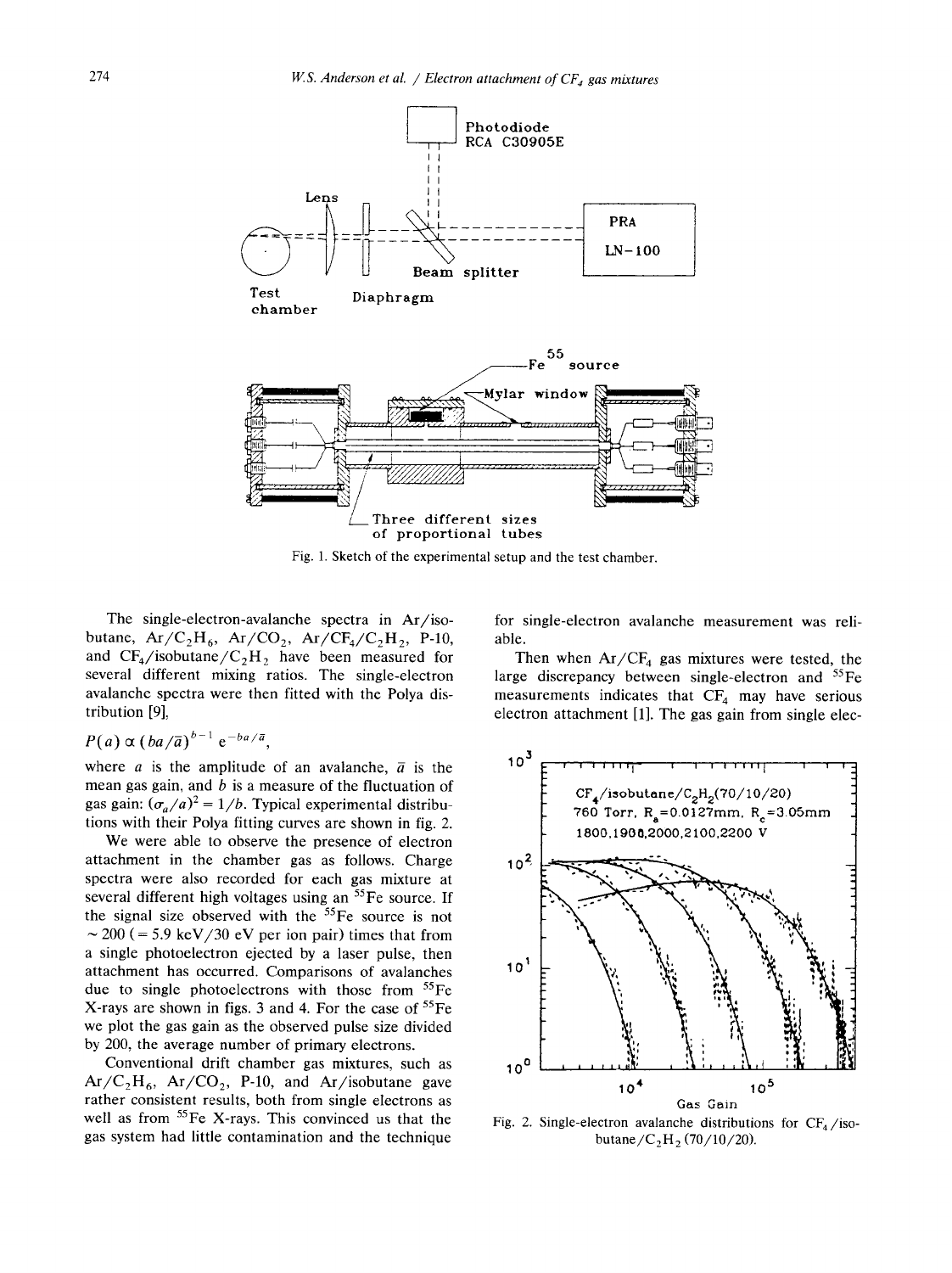Fig. 1. Sketch of the experimental setup and the test chamber.

The single-electron-avalanche spectra in Ar/isobutane, $Ar/C_2H_6$, $Ar/CO_2$, $Ar/CF_4/C_2H_2$, P-10, and $CF_4$/isobutane/$C_2H_2$ have been measured for several different mixing ratios. The single-electron avalanche spectra were then fitted with the Polya distribution [9],

$$P(a) \propto (ba/\bar{a})^{b-1} \, e^{-ba/\bar{a}},$$

where $a$ is the amplitude of an avalanche, $\bar{a}$ is the mean gas gain, and $b$ is a measure of the fluctuation of gas gain: $(\sigma_a/a)^2 = 1/b$. Typical experimental distributions with their Polya fitting curves are shown in fig. 2.

We were able to observe the presence of electron attachment in the chamber gas as follows. Charge spectra were also recorded for each gas mixture at several different high voltages using an $^{55}Fe$ source. If the signal size observed with the $^{55}Fe$ source is not ~ 200 (= 5.9 keV/30 eV per ion pair) times that from a single photoelectron ejected by a laser pulse, then attachment has occurred. Comparisons of avalanches due to single photoelectrons with those from $^{55}Fe$ X-rays are shown in figs. 3 and 4. For the case of $^{55}Fe$ we plot the gas gain as the observed pulse size divided by 200, the average number of primary electrons.

Conventional drift chamber gas mixtures, such as $Ar/C_2H_6$, $Ar/CO_2$, P-10, and Ar/isobutane gave rather consistent results, both from single electrons as well as from $^{55}Fe$ X-rays. This convinced us that the gas system had little contamination and the technique for single-electron avalanche measurement was reliable.

Then when $Ar/CF_4$ gas mixtures were tested, the large discrepancy between single-electron and $^{55}Fe$ measurements indicates that $CF_4$ may have serious electron attachment [1]. The gas gain from single elec-

Fig. 2. Single-electron avalanche distributions for $CF_4$/isobutane/$C_2H_2$ (70/10/20).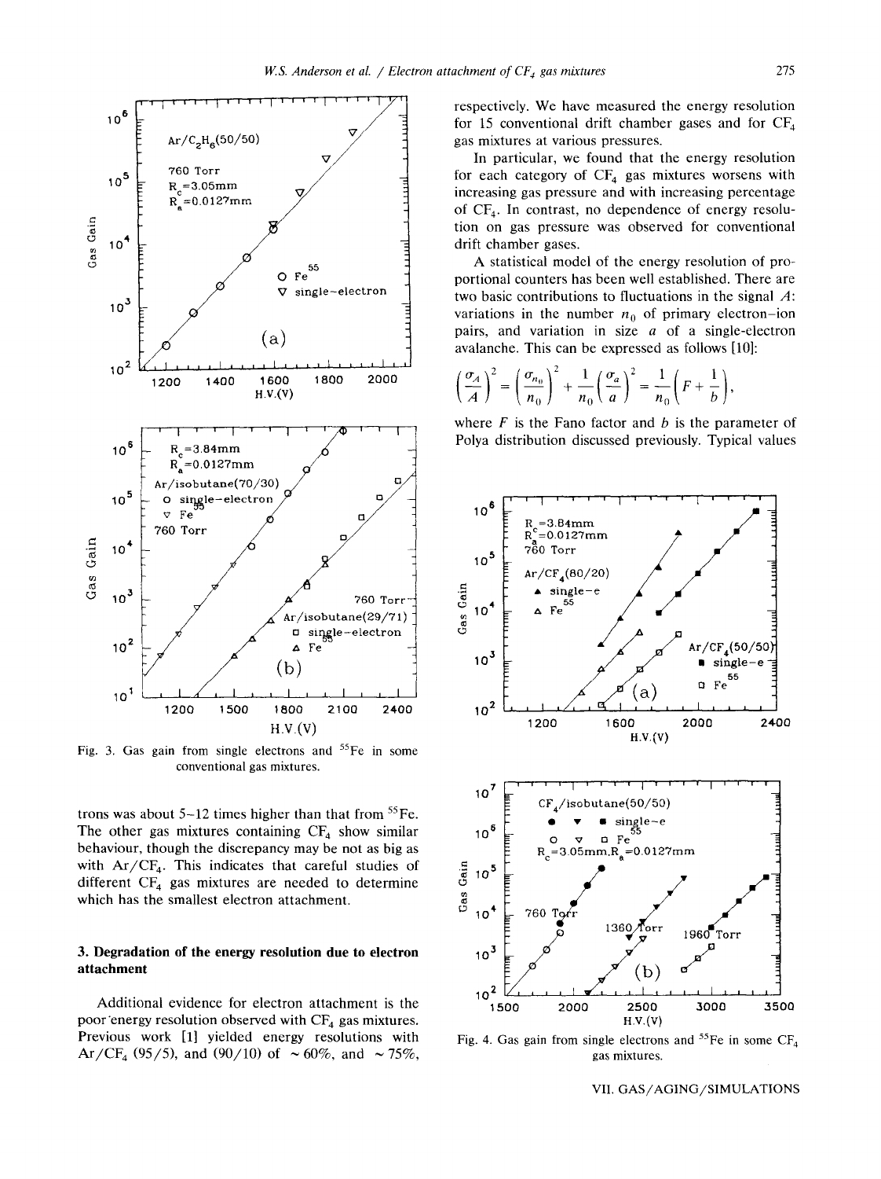Fig. 3. Gas gain from single electrons and $^{55}$Fe in some conventional gas mixtures.

trons was about 5–12 times higher than that from $^{55}$Fe. The other gas mixtures containing $CF_4$ show similar behaviour, though the discrepancy may be not as big as with Ar/$CF_4$. This indicates that careful studies of different $CF_4$ gas mixtures are needed to determine which has the smallest electron attachment.

## 3. Degradation of the energy resolution due to electron attachment

Additional evidence for electron attachment is the poor energy resolution observed with $CF_4$ gas mixtures. Previous work [1] yielded energy resolutions with Ar/$CF_4$ (95/5), and (90/10) of ~ 60%, and ~ 75%, respectively. We have measured the energy resolution for 15 conventional drift chamber gases and for $CF_4$ gas mixtures at various pressures.

In particular, we found that the energy resolution for each category of $CF_4$ gas mixtures worsens with increasing gas pressure and with increasing percentage of $CF_4$. In contrast, no dependence of energy resolution on gas pressure was observed for conventional drift chamber gases.

A statistical model of the energy resolution of proportional counters has been well established. There are two basic contributions to fluctuations in the signal $A$: variations in the number $n_0$ of primary electron–ion pairs, and variation in size $a$ of a single-electron avalanche. This can be expressed as follows [10]:

$$\left(\frac{\sigma_A}{A}\right)^2 = \left(\frac{\sigma_{n_0}}{n_0}\right)^2 + \frac{1}{n_0}\left(\frac{\sigma_a}{a}\right)^2 = \frac{1}{n_0}\left(F + \frac{1}{b}\right),$$

where $F$ is the Fano factor and $b$ is the parameter of Polya distribution discussed previously. Typical values

Fig. 4. Gas gain from single electrons and $^{55}$Fe in some $CF_4$ gas mixtures.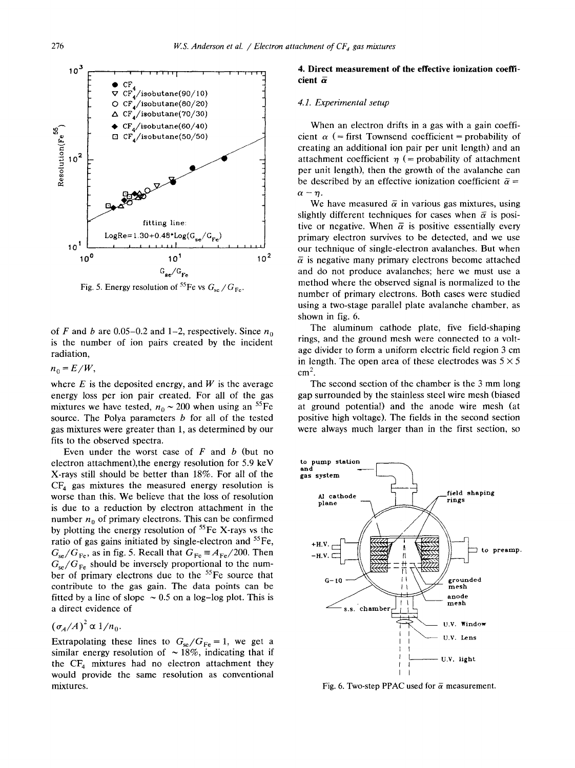Fig. 5. Energy resolution of $^{55}$Fe vs $G_{se}/G_{Fe}$.

of $F$ and $b$ are 0.05–0.2 and 1–2, respectively. Since $n_0$ is the number of ion pairs created by the incident radiation,

$$n_0 = E/W,$$

where $E$ is the deposited energy, and $W$ is the average energy loss per ion pair created. For all of the gas mixtures we have tested, $n_0 \sim 200$ when using an $^{55}$Fe source. The Polya parameters $b$ for all of the tested gas mixtures were greater than 1, as determined by our fits to the observed spectra.

Even under the worst case of $F$ and $b$ (but no electron attachment),the energy resolution for 5.9 keV X-rays still should be better than 18%. For all of the $CF_4$ gas mixtures the measured energy resolution is worse than this. We believe that the loss of resolution is due to a reduction by electron attachment in the number $n_0$ of primary electrons. This can be confirmed by plotting the energy resolution of $^{55}$Fe X-rays vs the ratio of gas gains initiated by single-electron and $^{55}$Fe, $G_{se}/G_{Fe}$, as in fig. 5. Recall that $G_{Fe} \equiv A_{Fe}/200$. Then $G_{se}/G_{Fe}$ should be inversely proportional to the number of primary electrons due to the $^{55}$Fe source that contribute to the gas gain. The data points can be fitted by a line of slope $\sim 0.5$ on a log–log plot. This is a direct evidence of

$$(\sigma_A/A)^2 \propto 1/n_0.$$

Extrapolating these lines to $G_{se}/G_{Fe} = 1$, we get a similar energy resolution of $\sim 18\%$, indicating that if the $CF_4$ mixtures had no electron attachment they would provide the same resolution as conventional mixtures.

## 4. Direct measurement of the effective ionization coefficient $\bar{\alpha}$

### 4.1. Experimental setup

When an electron drifts in a gas with a gain coefficient $\alpha$ (= first Townsend coefficient = probability of creating an additional ion pair per unit length) and an attachment coefficient $\eta$ (= probability of attachment per unit length), then the growth of the avalanche can be described by an effective ionization coefficient $\bar{\alpha} = \alpha - \eta$.

We have measured $\bar{\alpha}$ in various gas mixtures, using slightly different techniques for cases when $\bar{\alpha}$ is positive or negative. When $\bar{\alpha}$ is positive essentially every primary electron survives to be detected, and we use our technique of single-electron avalanches. But when $\bar{\alpha}$ is negative many primary electrons become attached and do not produce avalanches; here we must use a method where the observed signal is normalized to the number of primary electrons. Both cases were studied using a two-stage parallel plate avalanche chamber, as shown in fig. 6.

The aluminum cathode plate, five field-shaping rings, and the ground mesh were connected to a voltage divider to form a uniform electric field region 3 cm in length. The open area of these electrodes was 5 × 5 cm$^2$.

The second section of the chamber is the 3 mm long gap surrounded by the stainless steel wire mesh (biased at ground potential) and the anode wire mesh (at positive high voltage). The fields in the second section were always much larger than in the first section, so

Fig. 6. Two-step PPAC used for $\bar{\alpha}$ measurement.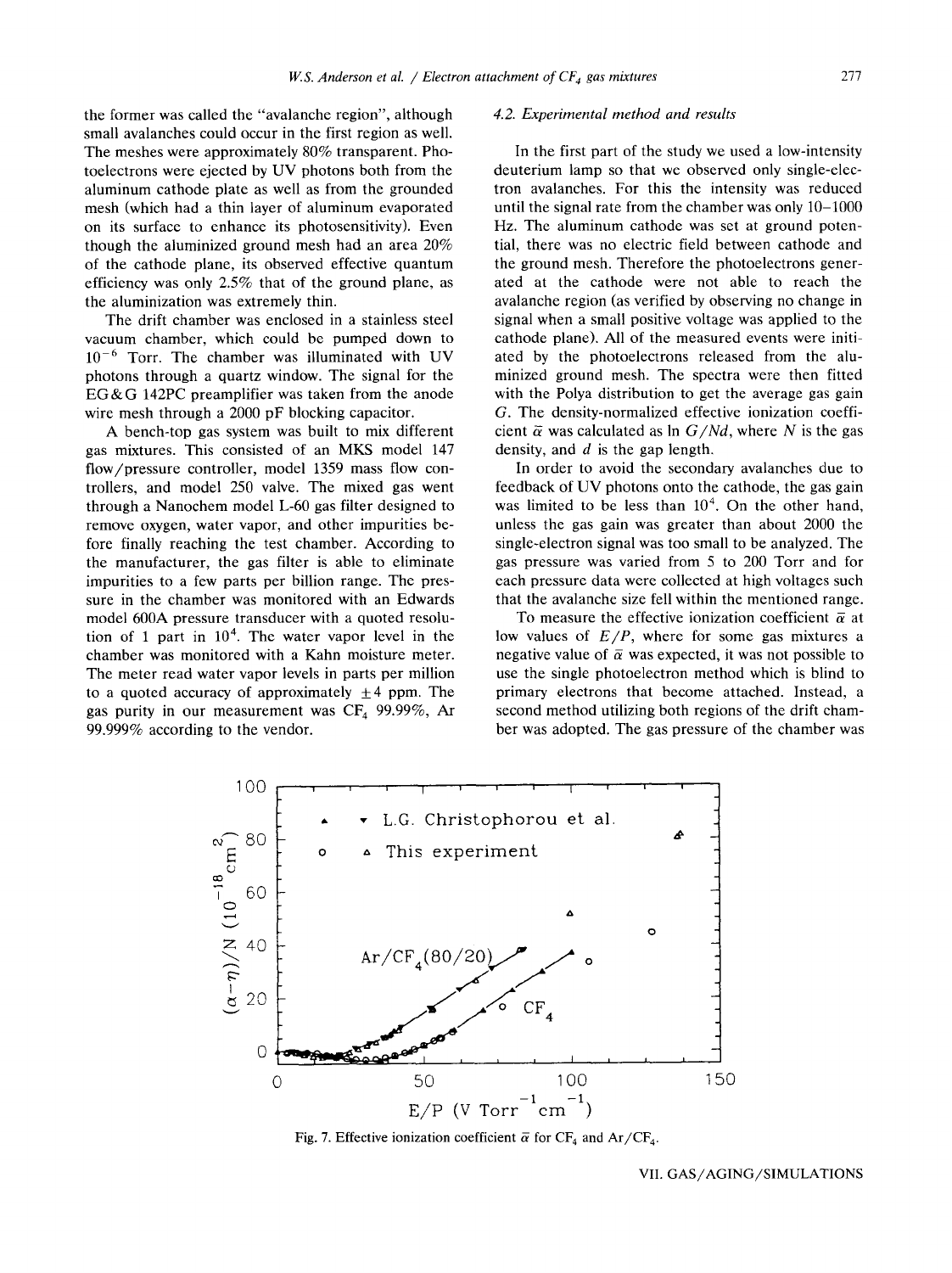the former was called the "avalanche region", although small avalanches could occur in the first region as well. The meshes were approximately 80% transparent. Photoelectrons were ejected by UV photons both from the aluminum cathode plate as well as from the grounded mesh (which had a thin layer of aluminum evaporated on its surface to enhance its photosensitivity). Even though the aluminized ground mesh had an area 20% of the cathode plane, its observed effective quantum efficiency was only 2.5% that of the ground plane, as the aluminization was extremely thin.

The drift chamber was enclosed in a stainless steel vacuum chamber, which could be pumped down to $10^{-6}$ Torr. The chamber was illuminated with UV photons through a quartz window. The signal for the EG&G 142PC preamplifier was taken from the anode wire mesh through a 2000 pF blocking capacitor.

A bench-top gas system was built to mix different gas mixtures. This consisted of an MKS model 147 flow/pressure controller, model 1359 mass flow controllers, and model 250 valve. The mixed gas went through a Nanochem model L-60 gas filter designed to remove oxygen, water vapor, and other impurities before finally reaching the test chamber. According to the manufacturer, the gas filter is able to eliminate impurities to a few parts per billion range. The pressure in the chamber was monitored with an Edwards model 600A pressure transducer with a quoted resolution of 1 part in $10^4$. The water vapor level in the chamber was monitored with a Kahn moisture meter. The meter read water vapor levels in parts per million to a quoted accuracy of approximately $\pm 4$ ppm. The gas purity in our measurement was $CF_4$ 99.99%, Ar 99.999% according to the vendor.

### 4.2. Experimental method and results

In the first part of the study we used a low-intensity deuterium lamp so that we observed only single-electron avalanches. For this the intensity was reduced until the signal rate from the chamber was only 10–1000 Hz. The aluminum cathode was set at ground potential, there was no electric field between cathode and the ground mesh. Therefore the photoelectrons generated at the cathode were not able to reach the avalanche region (as verified by observing no change in signal when a small positive voltage was applied to the cathode plane). All of the measured events were initiated by the photoelectrons released from the aluminized ground mesh. The spectra were then fitted with the Polya distribution to get the average gas gain $G$. The density-normalized effective ionization coefficient $\bar{\alpha}$ was calculated as $\ln G/Nd$, where $N$ is the gas density, and $d$ is the gap length.

In order to avoid the secondary avalanches due to feedback of UV photons onto the cathode, the gas gain was limited to be less than $10^4$. On the other hand, unless the gas gain was greater than about 2000 the single-electron signal was too small to be analyzed. The gas pressure was varied from 5 to 200 Torr and for each pressure data were collected at high voltages such that the avalanche size fell within the mentioned range.

To measure the effective ionization coefficient $\bar{\alpha}$ at low values of $E/P$, where for some gas mixtures a negative value of $\bar{\alpha}$ was expected, it was not possible to use the single photoelectron method which is blind to primary electrons that become attached. Instead, a second method utilizing both regions of the drift chamber was adopted. The gas pressure of the chamber was

Fig. 7. Effective ionization coefficient $\bar{\alpha}$ for $CF_4$ and $Ar/CF_4$.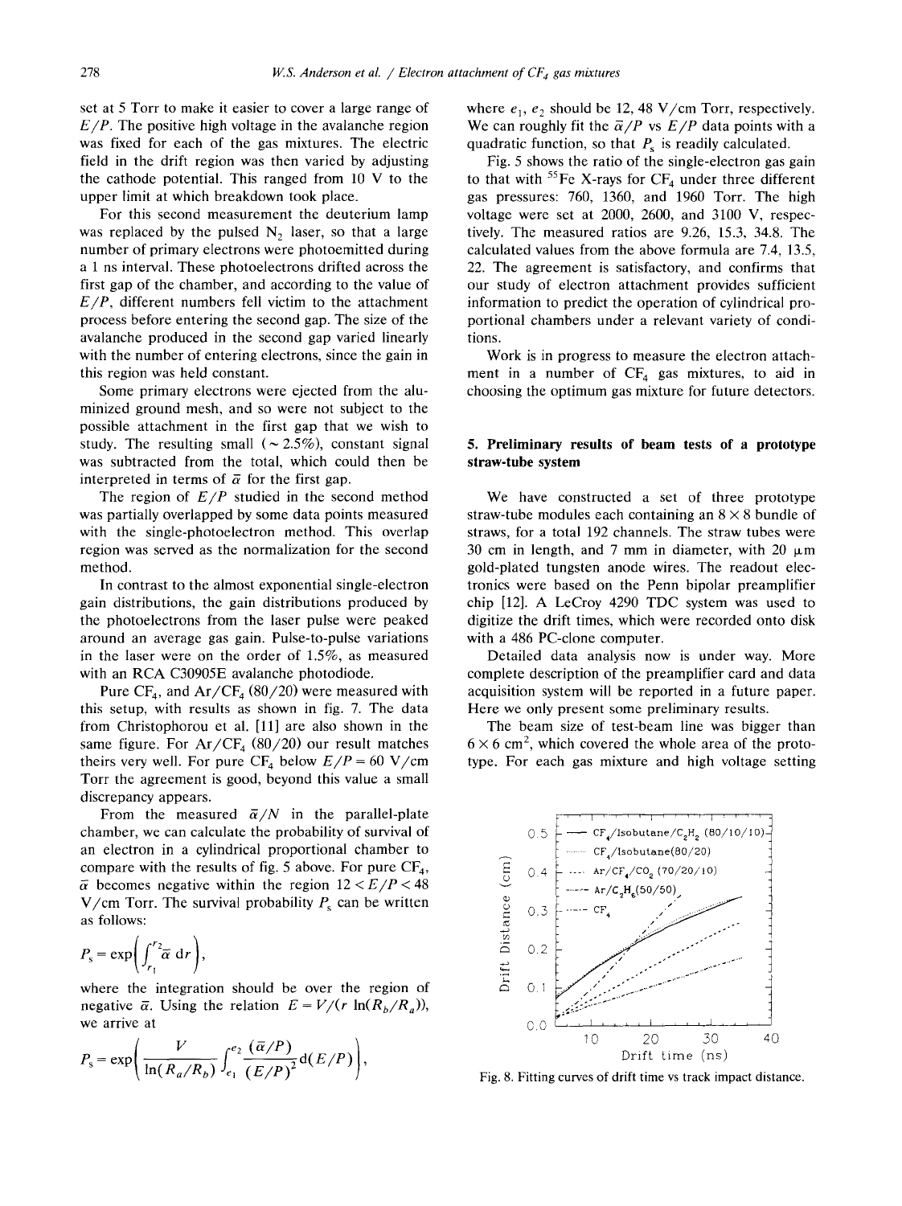set at 5 Torr to make it easier to cover a large range of $E/P$. The positive high voltage in the avalanche region was fixed for each of the gas mixtures. The electric field in the drift region was then varied by adjusting the cathode potential. This ranged from 10 V to the upper limit at which breakdown took place.

For this second measurement the deuterium lamp was replaced by the pulsed $N_2$ laser, so that a large number of primary electrons were photoemitted during a 1 ns interval. These photoelectrons drifted across the first gap of the chamber, and according to the value of $E/P$, different numbers fell victim to the attachment process before entering the second gap. The size of the avalanche produced in the second gap varied linearly with the number of entering electrons, since the gain in this region was held constant.

Some primary electrons were ejected from the aluminized ground mesh, and so were not subject to the possible attachment in the first gap that we wish to study. The resulting small (~ 2.5%), constant signal was subtracted from the total, which could then be interpreted in terms of $\bar{\alpha}$ for the first gap.

The region of $E/P$ studied in the second method was partially overlapped by some data points measured with the single-photoelectron method. This overlap region was served as the normalization for the second method.

In contrast to the almost exponential single-electron gain distributions, the gain distributions produced by the photoelectrons from the laser pulse were peaked around an average gas gain. Pulse-to-pulse variations in the laser were on the order of 1.5%, as measured with an RCA C30905E avalanche photodiode.

Pure $CF_4$, and $Ar/CF_4$ (80/20) were measured with this setup, with results as shown in fig. 7. The data from Christophorou et al. [11] are also shown in the same figure. For $Ar/CF_4$ (80/20) our result matches theirs very well. For pure $CF_4$ below $E/P = 60$ V/cm Torr the agreement is good, beyond this value a small discrepancy appears.

From the measured $\bar{\alpha}/N$ in the parallel-plate chamber, we can calculate the probability of survival of an electron in a cylindrical proportional chamber to compare with the results of fig. 5 above. For pure $CF_4$, $\bar{\alpha}$ becomes negative within the region $12 < E/P < 48$ V/cm Torr. The survival probability $P_s$ can be written as follows:

$$P_s = \exp\left(\int_{r_1}^{r_2} \bar{\alpha}\, dr\right),$$

where the integration should be over the region of negative $\bar{\alpha}$. Using the relation $E = V/(r \ln(R_b/R_a))$, we arrive at

$$P_s = \exp\left(\frac{V}{\ln(R_a/R_b)} \int_{e_1}^{e_2} \frac{(\bar{\alpha}/P)}{(E/P)^2} d(E/P)\right),$$

where $e_1$, $e_2$ should be 12, 48 V/cm Torr, respectively. We can roughly fit the $\bar{\alpha}/P$ vs $E/P$ data points with a quadratic function, so that $P_s$ is readily calculated.

Fig. 5 shows the ratio of the single-electron gas gain to that with $^{55}Fe$ X-rays for $CF_4$ under three different gas pressures: 760, 1360, and 1960 Torr. The high voltage were set at 2000, 2600, and 3100 V, respectively. The measured ratios are 9.26, 15.3, 34.8. The calculated values from the above formula are 7.4, 13.5, 22. The agreement is satisfactory, and confirms that our study of electron attachment provides sufficient information to predict the operation of cylindrical proportional chambers under a relevant variety of conditions.

Work is in progress to measure the electron attachment in a number of $CF_4$ gas mixtures, to aid in choosing the optimum gas mixture for future detectors.

## 5. Preliminary results of beam tests of a prototype straw-tube system

We have constructed a set of three prototype straw-tube modules each containing an $8 \times 8$ bundle of straws, for a total 192 channels. The straw tubes were 30 cm in length, and 7 mm in diameter, with 20 μm gold-plated tungsten anode wires. The readout electronics were based on the Penn bipolar preamplifier chip [12]. A LeCroy 4290 TDC system was used to digitize the drift times, which were recorded onto disk with a 486 PC-clone computer.

Detailed data analysis now is under way. More complete description of the preamplifier card and data acquisition system will be reported in a future paper. Here we only present some preliminary results.

The beam size of test-beam line was bigger than $6 \times 6$ cm$^2$, which covered the whole area of the prototype. For each gas mixture and high voltage setting

Fig. 8. Fitting curves of drift time vs track impact distance.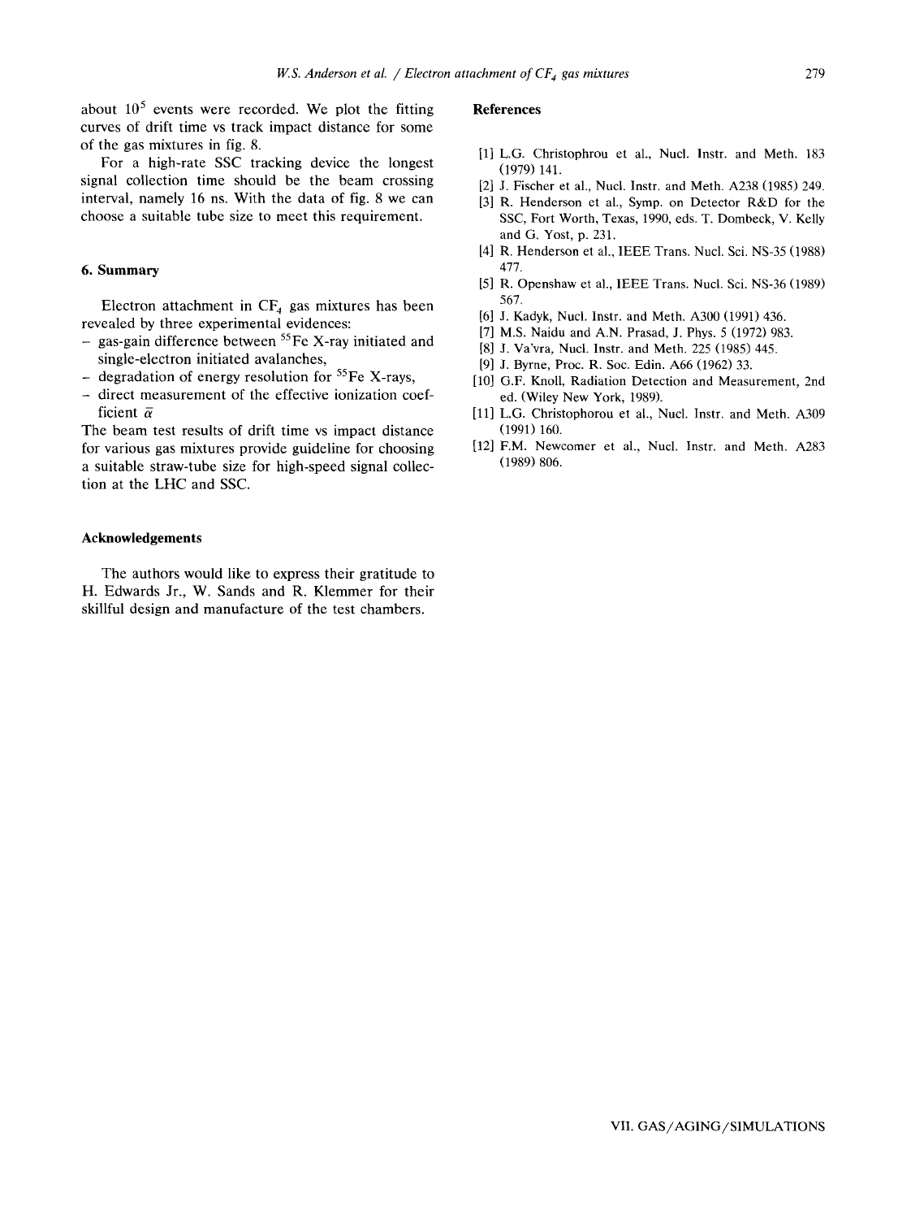about $10^5$ events were recorded. We plot the fitting curves of drift time vs track impact distance for some of the gas mixtures in fig. 8.

For a high-rate SSC tracking device the longest signal collection time should be the beam crossing interval, namely 16 ns. With the data of fig. 8 we can choose a suitable tube size to meet this requirement.

## 6. Summary

Electron attachment in $CF_4$ gas mixtures has been revealed by three experimental evidences:

- gas-gain difference between $^{55}Fe$ X-ray initiated and single-electron initiated avalanches,
- degradation of energy resolution for $^{55}Fe$ X-rays,
- direct measurement of the effective ionization coefficient $\bar{\alpha}$

The beam test results of drift time vs impact distance for various gas mixtures provide guideline for choosing a suitable straw-tube size for high-speed signal collection at the LHC and SSC.

## Acknowledgements

The authors would like to express their gratitude to H. Edwards Jr., W. Sands and R. Klemmer for their skillful design and manufacture of the test chambers.

## References

[1] L.G. Christophrou et al., Nucl. Instr. and Meth. 183 (1979) 141.

[2] J. Fischer et al., Nucl. Instr. and Meth. A238 (1985) 249.

[3] R. Henderson et al., Symp. on Detector R&D for the SSC, Fort Worth, Texas, 1990, eds. T. Dombeck, V. Kelly and G. Yost, p. 231.

[4] R. Henderson et al., IEEE Trans. Nucl. Sci. NS-35 (1988) 477.

[5] R. Openshaw et al., IEEE Trans. Nucl. Sci. NS-36 (1989) 567.

[6] J. Kadyk, Nucl. Instr. and Meth. A300 (1991) 436.

[7] M.S. Naidu and A.N. Prasad, J. Phys. 5 (1972) 983.

[8] J. Va'vra, Nucl. Instr. and Meth. 225 (1985) 445.

[9] J. Byrne, Proc. R. Soc. Edin. A66 (1962) 33.

[10] G.F. Knoll, Radiation Detection and Measurement, 2nd ed. (Wiley New York, 1989).

[11] L.G. Christophorou et al., Nucl. Instr. and Meth. A309 (1991) 160.

[12] F.M. Newcomer et al., Nucl. Instr. and Meth. A283 (1989) 806.